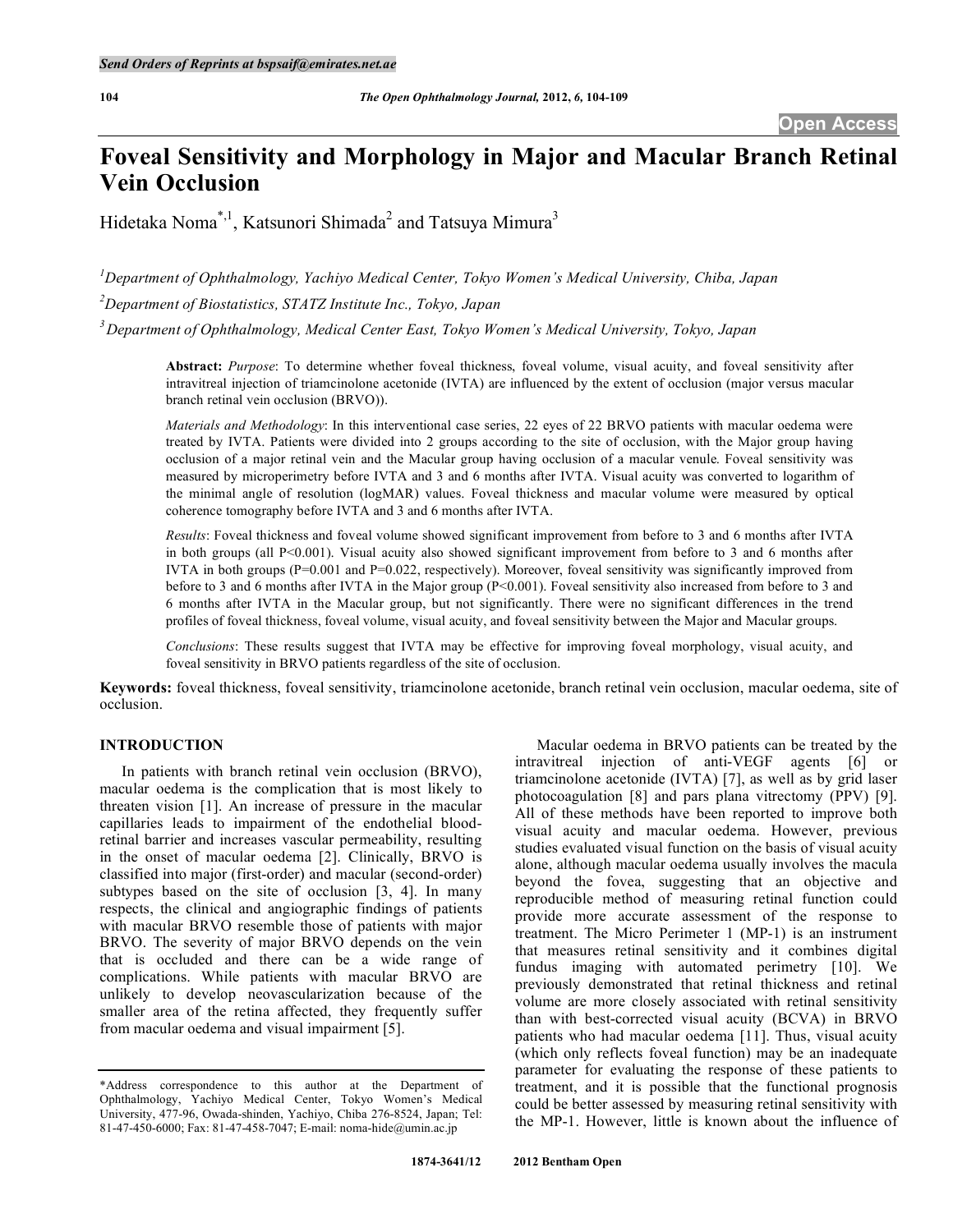Send Orders of Reprints at bspsaif@emirates.net.ae

Open Access

# Foveal Sensitivity and Morphology in Major and Macular Branch Retinal Vein Occlusion

Hidetaka Noma[*,1], Katsunori Shimada[2] and Tatsuya Mimura[3]

[1]Department of Ophthalmology, Yachiyo Medical Center, Tokyo Women's Medical University, Chiba, Japan

[2]Department of Biostatistics, STATZ Institute Inc., Tokyo, Japan

[3]Department of Ophthalmology, Medical Center East, Tokyo Women's Medical University, Tokyo, Japan

**Abstract:** *Purpose*: To determine whether foveal thickness, foveal volume, visual acuity, and foveal sensitivity after intravitreal injection of triamcinolone acetonide (IVTA) are influenced by the extent of occlusion (major versus macular branch retinal vein occlusion (BRVO)).

*Materials and Methodology*: In this interventional case series, 22 eyes of 22 BRVO patients with macular oedema were treated by IVTA. Patients were divided into 2 groups according to the site of occlusion, with the Major group having occlusion of a major retinal vein and the Macular group having occlusion of a macular venule. Foveal sensitivity was measured by microperimetry before IVTA and 3 and 6 months after IVTA. Visual acuity was converted to logarithm of the minimal angle of resolution (logMAR) values. Foveal thickness and macular volume were measured by optical coherence tomography before IVTA and 3 and 6 months after IVTA.

*Results*: Foveal thickness and foveal volume showed significant improvement from before to 3 and 6 months after IVTA in both groups (all $P<0.001$). Visual acuity also showed significant improvement from before to 3 and 6 months after IVTA in both groups ($P=0.001$ and $P=0.022$, respectively). Moreover, foveal sensitivity was significantly improved from before to 3 and 6 months after IVTA in the Major group ($P<0.001$). Foveal sensitivity also increased from before to 3 and 6 months after IVTA in the Macular group, but not significantly. There were no significant differences in the trend profiles of foveal thickness, foveal volume, visual acuity, and foveal sensitivity between the Major and Macular groups.

*Conclusions*: These results suggest that IVTA may be effective for improving foveal morphology, visual acuity, and foveal sensitivity in BRVO patients regardless of the site of occlusion.

**Keywords:** foveal thickness, foveal sensitivity, triamcinolone acetonide, branch retinal vein occlusion, macular oedema, site of occlusion.

## INTRODUCTION

In patients with branch retinal vein occlusion (BRVO), macular oedema is the complication that is most likely to threaten vision [1]. An increase of pressure in the macular capillaries leads to impairment of the endothelial blood-retinal barrier and increases vascular permeability, resulting in the onset of macular oedema [2]. Clinically, BRVO is classified into major (first-order) and macular (second-order) subtypes based on the site of occlusion [3, 4]. In many respects, the clinical and angiographic findings of patients with macular BRVO resemble those of patients with major BRVO. The severity of major BRVO depends on the vein that is occluded and there can be a wide range of complications. While patients with macular BRVO are unlikely to develop neovascularization because of the smaller area of the retina affected, they frequently suffer from macular oedema and visual impairment [5].

Macular oedema in BRVO patients can be treated by the intravitreal injection of anti-VEGF agents [6] or triamcinolone acetonide (IVTA) [7], as well as by grid laser photocoagulation [8] and pars plana vitrectomy (PPV) [9]. All of these methods have been reported to improve both visual acuity and macular oedema. However, previous studies evaluated visual function on the basis of visual acuity alone, although macular oedema usually involves the macula beyond the fovea, suggesting that an objective and reproducible method of measuring retinal function could provide more accurate assessment of the response to treatment. The Micro Perimeter 1 (MP-1) is an instrument that measures retinal sensitivity and it combines digital fundus imaging with automated perimetry [10]. We previously demonstrated that retinal thickness and retinal volume are more closely associated with retinal sensitivity than with best-corrected visual acuity (BCVA) in BRVO patients who had macular oedema [11]. Thus, visual acuity (which only reflects foveal function) may be an inadequate parameter for evaluating the response of these patients to treatment, and it is possible that the functional prognosis could be better assessed by measuring retinal sensitivity with the MP-1. However, little is known about the influence of

*Address correspondence to this author at the Department of Ophthalmology, Yachiyo Medical Center, Tokyo Women's Medical University, 477-96, Owada-shinden, Yachiyo, Chiba 276-8524, Japan; Tel: 81-47-450-6000; Fax: 81-47-458-7047; E-mail: noma-hide@umin.ac.jp

1874-3641/12 2012 Bentham Open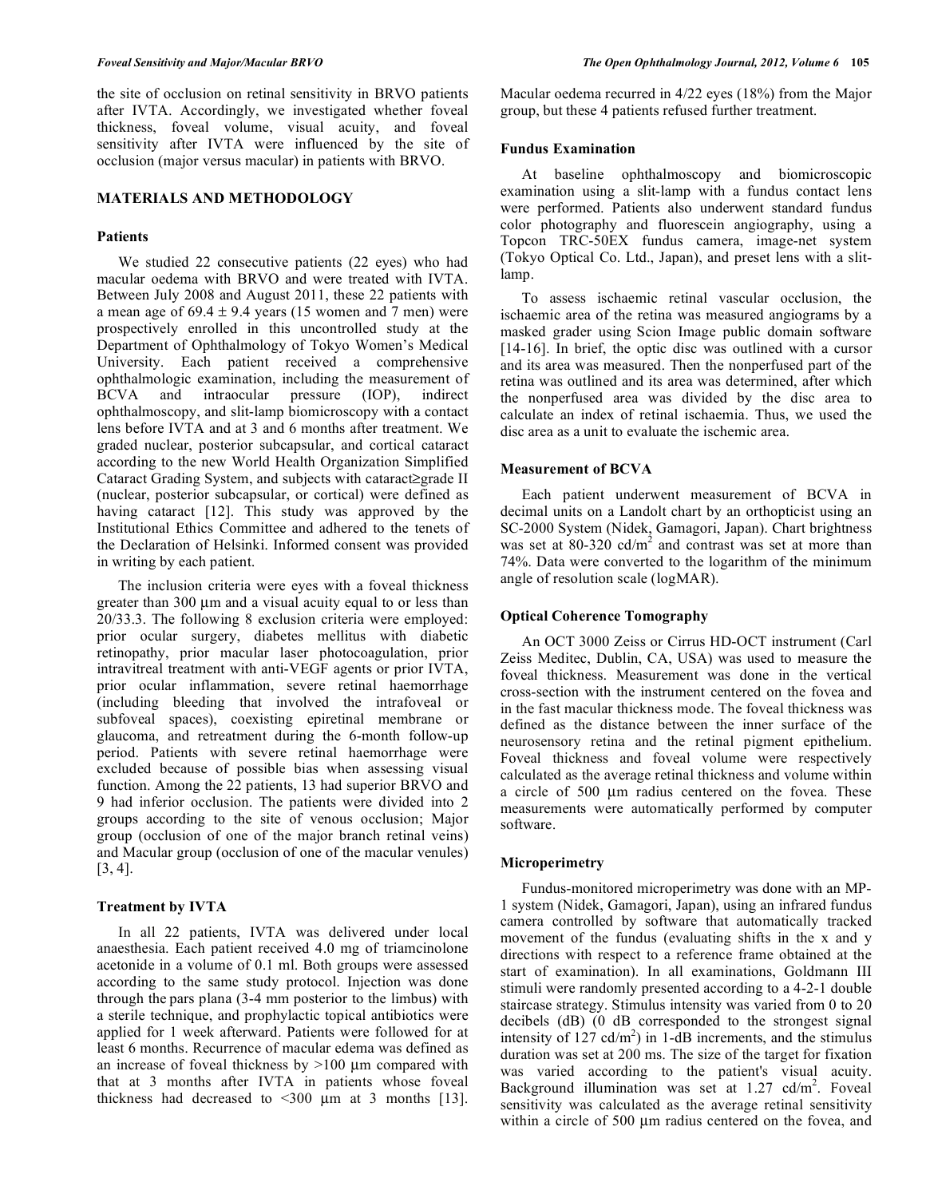the site of occlusion on retinal sensitivity in BRVO patients after IVTA. Accordingly, we investigated whether foveal thickness, foveal volume, visual acuity, and foveal sensitivity after IVTA were influenced by the site of occlusion (major versus macular) in patients with BRVO.

## MATERIALS AND METHODOLOGY

### Patients

We studied 22 consecutive patients (22 eyes) who had macular oedema with BRVO and were treated with IVTA. Between July 2008 and August 2011, these 22 patients with a mean age of 69.4 ± 9.4 years (15 women and 7 men) were prospectively enrolled in this uncontrolled study at the Department of Ophthalmology of Tokyo Women's Medical University. Each patient received a comprehensive ophthalmologic examination, including the measurement of BCVA and intraocular pressure (IOP), indirect ophthalmoscopy, and slit-lamp biomicroscopy with a contact lens before IVTA and at 3 and 6 months after treatment. We graded nuclear, posterior subcapsular, and cortical cataract according to the new World Health Organization Simplified Cataract Grading System, and subjects with cataract≥grade II (nuclear, posterior subcapsular, or cortical) were defined as having cataract [12]. This study was approved by the Institutional Ethics Committee and adhered to the tenets of the Declaration of Helsinki. Informed consent was provided in writing by each patient.

The inclusion criteria were eyes with a foveal thickness greater than 300 μm and a visual acuity equal to or less than 20/33.3. The following 8 exclusion criteria were employed: prior ocular surgery, diabetes mellitus with diabetic retinopathy, prior macular laser photocoagulation, prior intravitreal treatment with anti-VEGF agents or prior IVTA, prior ocular inflammation, severe retinal haemorrhage (including bleeding that involved the intrafoveal or subfoveal spaces), coexisting epiretinal membrane or glaucoma, and retreatment during the 6-month follow-up period. Patients with severe retinal haemorrhage were excluded because of possible bias when assessing visual function. Among the 22 patients, 13 had superior BRVO and 9 had inferior occlusion. The patients were divided into 2 groups according to the site of venous occlusion; Major group (occlusion of one of the major branch retinal veins) and Macular group (occlusion of one of the macular venules) [3, 4].

### Treatment by IVTA

In all 22 patients, IVTA was delivered under local anaesthesia. Each patient received 4.0 mg of triamcinolone acetonide in a volume of 0.1 ml. Both groups were assessed according to the same study protocol. Injection was done through the pars plana (3-4 mm posterior to the limbus) with a sterile technique, and prophylactic topical antibiotics were applied for 1 week afterward. Patients were followed for at least 6 months. Recurrence of macular edema was defined as an increase of foveal thickness by >100 μm compared with that at 3 months after IVTA in patients whose foveal thickness had decreased to <300 μm at 3 months [13]. Macular oedema recurred in 4/22 eyes (18%) from the Major group, but these 4 patients refused further treatment.

### Fundus Examination

At baseline ophthalmoscopy and biomicroscopic examination using a slit-lamp with a fundus contact lens were performed. Patients also underwent standard fundus color photography and fluorescein angiography, using a Topcon TRC-50EX fundus camera, image-net system (Tokyo Optical Co. Ltd., Japan), and preset lens with a slit-lamp.

To assess ischaemic retinal vascular occlusion, the ischaemic area of the retina was measured angiograms by a masked grader using Scion Image public domain software [14-16]. In brief, the optic disc was outlined with a cursor and its area was measured. Then the nonperfused part of the retina was outlined and its area was determined, after which the nonperfused area was divided by the disc area to calculate an index of retinal ischaemia. Thus, we used the disc area as a unit to evaluate the ischemic area.

### Measurement of BCVA

Each patient underwent measurement of BCVA in decimal units on a Landolt chart by an orthopticist using an SC-2000 System (Nidek, Gamagori, Japan). Chart brightness was set at 80-320 cd/m$^2$ and contrast was set at more than 74%. Data were converted to the logarithm of the minimum angle of resolution scale (logMAR).

### Optical Coherence Tomography

An OCT 3000 Zeiss or Cirrus HD-OCT instrument (Carl Zeiss Meditec, Dublin, CA, USA) was used to measure the foveal thickness. Measurement was done in the vertical cross-section with the instrument centered on the fovea and in the fast macular thickness mode. The foveal thickness was defined as the distance between the inner surface of the neurosensory retina and the retinal pigment epithelium. Foveal thickness and foveal volume were respectively calculated as the average retinal thickness and volume within a circle of 500 μm radius centered on the fovea. These measurements were automatically performed by computer software.

### Microperimetry

Fundus-monitored microperimetry was done with an MP-1 system (Nidek, Gamagori, Japan), using an infrared fundus camera controlled by software that automatically tracked movement of the fundus (evaluating shifts in the x and y directions with respect to a reference frame obtained at the start of examination). In all examinations, Goldmann III stimuli were randomly presented according to a 4-2-1 double staircase strategy. Stimulus intensity was varied from 0 to 20 decibels (dB) (0 dB corresponded to the strongest signal intensity of 127 cd/m$^2$) in 1-dB increments, and the stimulus duration was set at 200 ms. The size of the target for fixation was varied according to the patient's visual acuity. Background illumination was set at 1.27 cd/m$^2$. Foveal sensitivity was calculated as the average retinal sensitivity within a circle of 500 μm radius centered on the fovea, and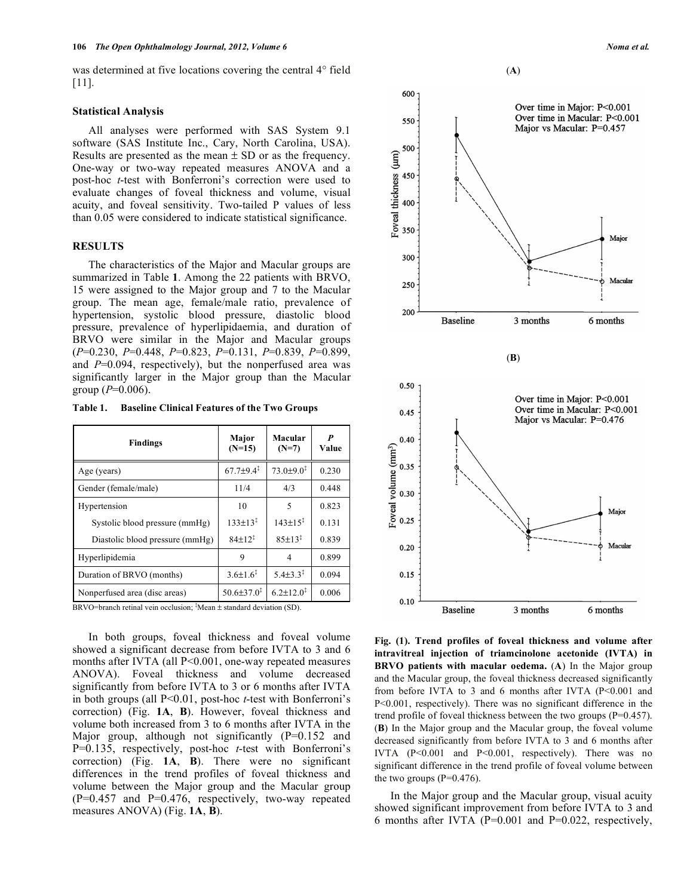was determined at five locations covering the central 4° field [11].

### Statistical Analysis

All analyses were performed with SAS System 9.1 software (SAS Institute Inc., Cary, North Carolina, USA). Results are presented as the mean ± SD or as the frequency. One-way or two-way repeated measures ANOVA and a post-hoc *t*-test with Bonferroni's correction were used to evaluate changes of foveal thickness and volume, visual acuity, and foveal sensitivity. Two-tailed P values of less than 0.05 were considered to indicate statistical significance.

## RESULTS

The characteristics of the Major and Macular groups are summarized in Table **1**. Among the 22 patients with BRVO, 15 were assigned to the Major group and 7 to the Macular group. The mean age, female/male ratio, prevalence of hypertension, systolic blood pressure, diastolic blood pressure, prevalence of hyperlipidaemia, and duration of BRVO were similar in the Major and Macular groups (*P*=0.230, *P*=0.448, *P*=0.823, *P*=0.131, *P*=0.839, *P*=0.899, and *P*=0.094, respectively), but the nonperfused area was significantly larger in the Major group than the Macular group (*P*=0.006).

**Table 1. Baseline Clinical Features of the Two Groups**

| Findings | Major (N=15) | Macular (N=7) | *P* Value |
|---|---|---|---|
| Age (years) | 67.7±9.4‡ | 73.0±9.0‡ | 0.230 |
| Gender (female/male) | 11/4 | 4/3 | 0.448 |
| Hypertension | 10 | 5 | 0.823 |
| Systolic blood pressure (mmHg) | 133±13‡ | 143±15‡ | 0.131 |
| Diastolic blood pressure (mmHg) | 84±12‡ | 85±13‡ | 0.839 |
| Hyperlipidemia | 9 | 4 | 0.899 |
| Duration of BRVO (months) | 3.6±1.6‡ | 5.4±3.3‡ | 0.094 |
| Nonperfused area (disc areas) | 50.6±37.0‡ | 6.2±12.0‡ | 0.006 |

BRVO=branch retinal vein occlusion; ‡Mean ± standard deviation (SD).

In both groups, foveal thickness and foveal volume showed a significant decrease from before IVTA to 3 and 6 months after IVTA (all P<0.001, one-way repeated measures ANOVA). Foveal thickness and volume decreased significantly from before IVTA to 3 or 6 months after IVTA in both groups (all P<0.01, post-hoc *t*-test with Bonferroni's correction) (Fig. **1A**, **B**). However, foveal thickness and volume both increased from 3 to 6 months after IVTA in the Major group, although not significantly (P=0.152 and P=0.135, respectively, post-hoc *t*-test with Bonferroni's correction) (Fig. **1A**, **B**). There were no significant differences in the trend profiles of foveal thickness and volume between the Major group and the Macular group (P=0.457 and P=0.476, respectively, two-way repeated measures ANOVA) (Fig. **1A**, **B**).

**Fig. (1). Trend profiles of foveal thickness and volume after intravitreal injection of triamcinolone acetonide (IVTA) in BRVO patients with macular oedema.** (**A**) In the Major group and the Macular group, the foveal thickness decreased significantly from before IVTA to 3 and 6 months after IVTA (P<0.001 and P<0.001, respectively). There was no significant difference in the trend profile of foveal thickness between the two groups (P=0.457). (**B**) In the Major group and the Macular group, the foveal volume decreased significantly from before IVTA to 3 and 6 months after IVTA (P<0.001 and P<0.001, respectively). There was no significant difference in the trend profile of foveal volume between the two groups (P=0.476).

In the Major group and the Macular group, visual acuity showed significant improvement from before IVTA to 3 and 6 months after IVTA (P=0.001 and P=0.022, respectively,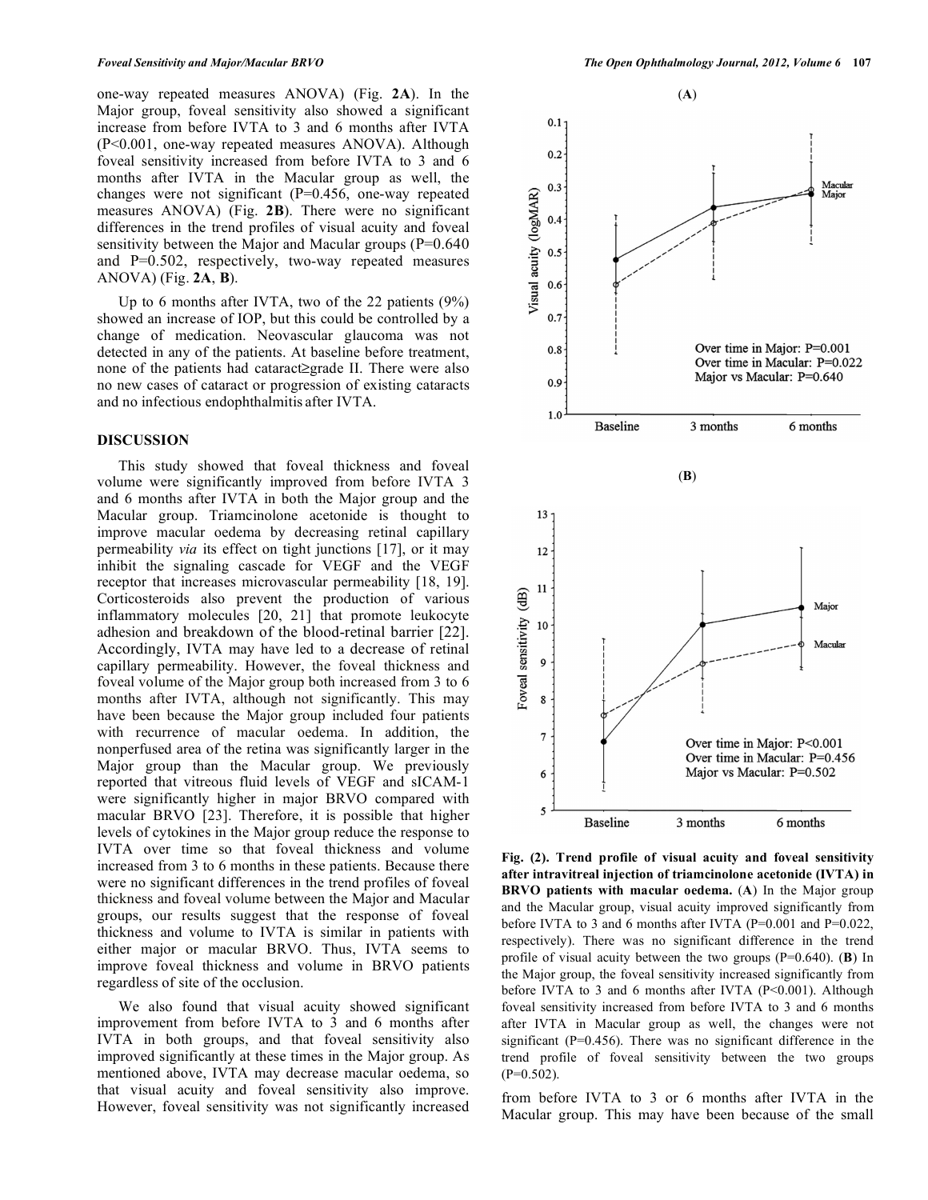one-way repeated measures ANOVA) (Fig. **2A**). In the Major group, foveal sensitivity also showed a significant increase from before IVTA to 3 and 6 months after IVTA (P<0.001, one-way repeated measures ANOVA). Although foveal sensitivity increased from before IVTA to 3 and 6 months after IVTA in the Macular group as well, the changes were not significant (P=0.456, one-way repeated measures ANOVA) (Fig. **2B**). There were no significant differences in the trend profiles of visual acuity and foveal sensitivity between the Major and Macular groups (P=0.640 and P=0.502, respectively, two-way repeated measures ANOVA) (Fig. **2A**, **B**).

Up to 6 months after IVTA, two of the 22 patients (9%) showed an increase of IOP, but this could be controlled by a change of medication. Neovascular glaucoma was not detected in any of the patients. At baseline before treatment, none of the patients had cataract≥grade II. There were also no new cases of cataract or progression of existing cataracts and no infectious endophthalmitis after IVTA.

## DISCUSSION

This study showed that foveal thickness and foveal volume were significantly improved from before IVTA 3 and 6 months after IVTA in both the Major group and the Macular group. Triamcinolone acetonide is thought to improve macular oedema by decreasing retinal capillary permeability *via* its effect on tight junctions [17], or it may inhibit the signaling cascade for VEGF and the VEGF receptor that increases microvascular permeability [18, 19]. Corticosteroids also prevent the production of various inflammatory molecules [20, 21] that promote leukocyte adhesion and breakdown of the blood-retinal barrier [22]. Accordingly, IVTA may have led to a decrease of retinal capillary permeability. However, the foveal thickness and foveal volume of the Major group both increased from 3 to 6 months after IVTA, although not significantly. This may have been because the Major group included four patients with recurrence of macular oedema. In addition, the nonperfused area of the retina was significantly larger in the Major group than the Macular group. We previously reported that vitreous fluid levels of VEGF and sICAM-1 were significantly higher in major BRVO compared with macular BRVO [23]. Therefore, it is possible that higher levels of cytokines in the Major group reduce the response to IVTA over time so that foveal thickness and volume increased from 3 to 6 months in these patients. Because there were no significant differences in the trend profiles of foveal thickness and foveal volume between the Major and Macular groups, our results suggest that the response of foveal thickness and volume to IVTA is similar in patients with either major or macular BRVO. Thus, IVTA seems to improve foveal thickness and volume in BRVO patients regardless of site of the occlusion.

We also found that visual acuity showed significant improvement from before IVTA to 3 and 6 months after IVTA in both groups, and that foveal sensitivity also improved significantly at these times in the Major group. As mentioned above, IVTA may decrease macular oedema, so that visual acuity and foveal sensitivity also improve. However, foveal sensitivity was not significantly increased from before IVTA to 3 or 6 months after IVTA in the Macular group. This may have been because of the small

**Fig. (2). Trend profile of visual acuity and foveal sensitivity after intravitreal injection of triamcinolone acetonide (IVTA) in BRVO patients with macular oedema.** (**A**) In the Major group and the Macular group, visual acuity improved significantly from before IVTA to 3 and 6 months after IVTA (P=0.001 and P=0.022, respectively). There was no significant difference in the trend profile of visual acuity between the two groups (P=0.640). (**B**) In the Major group, the foveal sensitivity increased significantly from before IVTA to 3 and 6 months after IVTA (P<0.001). Although foveal sensitivity increased from before IVTA to 3 and 6 months after IVTA in Macular group as well, the changes were not significant (P=0.456). There was no significant difference in the trend profile of foveal sensitivity between the two groups (P=0.502).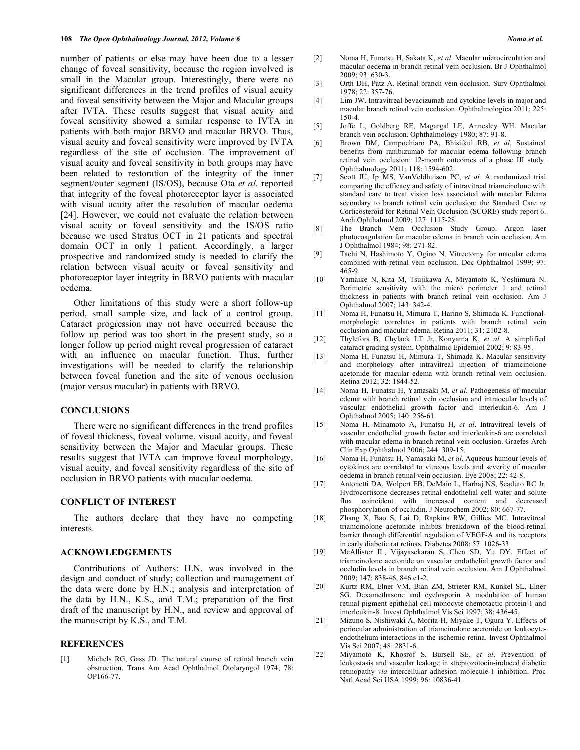number of patients or else may have been due to a lesser change of foveal sensitivity, because the region involved is small in the Macular group. Interestingly, there were no significant differences in the trend profiles of visual acuity and foveal sensitivity between the Major and Macular groups after IVTA. These results suggest that visual acuity and foveal sensitivity showed a similar response to IVTA in patients with both major BRVO and macular BRVO. Thus, visual acuity and foveal sensitivity were improved by IVTA regardless of the site of occlusion. The improvement of visual acuity and foveal sensitivity in both groups may have been related to restoration of the integrity of the inner segment/outer segment (IS/OS), because Ota *et al*. reported that integrity of the foveal photoreceptor layer is associated with visual acuity after the resolution of macular oedema [24]. However, we could not evaluate the relation between visual acuity or foveal sensitivity and the IS/OS ratio because we used Stratus OCT in 21 patients and spectral domain OCT in only 1 patient. Accordingly, a larger prospective and randomized study is needed to clarify the relation between visual acuity or foveal sensitivity and photoreceptor layer integrity in BRVO patients with macular oedema.

Other limitations of this study were a short follow-up period, small sample size, and lack of a control group. Cataract progression may not have occurred because the follow up period was too short in the present study, so a longer follow up period might reveal progression of cataract with an influence on macular function. Thus, further investigations will be needed to clarify the relationship between foveal function and the site of venous occlusion (major versus macular) in patients with BRVO.

## CONCLUSIONS

There were no significant differences in the trend profiles of foveal thickness, foveal volume, visual acuity, and foveal sensitivity between the Major and Macular groups. These results suggest that IVTA can improve foveal morphology, visual acuity, and foveal sensitivity regardless of the site of occlusion in BRVO patients with macular oedema.

## CONFLICT OF INTEREST

The authors declare that they have no competing interests.

## ACKNOWLEDGEMENTS

Contributions of Authors: H.N. was involved in the design and conduct of study; collection and management of the data were done by H.N.; analysis and interpretation of the data by H.N., K.S., and T.M.; preparation of the first draft of the manuscript by H.N., and review and approval of the manuscript by K.S., and T.M.

## REFERENCES

[1] Michels RG, Gass JD. The natural course of retinal branch vein obstruction. Trans Am Acad Ophthalmol Otolaryngol 1974; 78: OP166-77.

[2] Noma H, Funatsu H, Sakata K, *et al*. Macular microcirculation and macular oedema in branch retinal vein occlusion. Br J Ophthalmol 2009; 93: 630-3.

[3] Orth DH, Patz A. Retinal branch vein occlusion. Surv Ophthalmol 1978; 22: 357-76.

[4] Lim JW. Intravitreal bevacizumab and cytokine levels in major and macular branch retinal vein occlusion. Ophthalmologica 2011; 225: 150-4.

[5] Joffe L, Goldberg RE, Magargal LE, Annesley WH. Macular branch vein occlusion. Ophthalmology 1980; 87: 91-8.

[6] Brown DM, Campochiaro PA, Bhisitkul RB, *et al*. Sustained benefits from ranibizumab for macular edema following branch retinal vein occlusion: 12-month outcomes of a phase III study. Ophthalmology 2011; 118: 1594-602.

[7] Scott IU, Ip MS, VanVeldhuisen PC, *et al.* A randomized trial comparing the efficacy and safety of intravitreal triamcinolone with standard care to treat vision loss associated with macular Edema secondary to branch retinal vein occlusion: the Standard Care *vs* Corticosteroid for Retinal Vein Occlusion (SCORE) study report 6. Arch Ophthalmol 2009; 127: 1115-28.

[8] The Branch Vein Occlusion Study Group. Argon laser photocoagulation for macular edema in branch vein occlusion. Am J Ophthalmol 1984; 98: 271-82.

[9] Tachi N, Hashimoto Y, Ogino N. Vitrectomy for macular edema combined with retinal vein occlusion. Doc Ophthalmol 1999; 97: 465-9.

[10] Yamaike N, Kita M, Tsujikawa A, Miyamoto K, Yoshimura N. Perimetric sensitivity with the micro perimeter 1 and retinal thickness in patients with branch retinal vein occlusion. Am J Ophthalmol 2007; 143: 342-4.

[11] Noma H, Funatsu H, Mimura T, Harino S, Shimada K. Functional-morphologic correlates in patients with branch retinal vein occlusion and macular edema. Retina 2011; 31: 2102-8.

[12] Thylefors B, Chylack LT Jr, Konyama K, *et al.* A simplified cataract grading system. Ophthalmic Epidemiol 2002; 9: 83-95.

[13] Noma H, Funatsu H, Mimura T, Shimada K. Macular sensitivity and morphology after intravitreal injection of triamcinolone acetonide for macular edema with branch retinal vein occlusion. Retina 2012; 32: 1844-52.

[14] Noma H, Funatsu H, Yamasaki M, *et al*. Pathogenesis of macular edema with branch retinal vein occlusion and intraocular levels of vascular endothelial growth factor and interleukin-6. Am J Ophthalmol 2005; 140: 256-61.

[15] Noma H, Minamoto A, Funatsu H, *et al*. Intravitreal levels of vascular endothelial growth factor and interleukin-6 are correlated with macular edema in branch retinal vein occlusion. Graefes Arch Clin Exp Ophthalmol 2006; 244: 309-15.

[16] Noma H, Funatsu H, Yamasaki M, *et al*. Aqueous humour levels of cytokines are correlated to vitreous levels and severity of macular oedema in branch retinal vein occlusion. Eye 2008; 22: 42-8.

[17] Antonetti DA, Wolpert EB, DeMaio L, Harhaj NS, Scaduto RC Jr. Hydrocortisone decreases retinal endothelial cell water and solute flux coincident with increased content and decreased phosphorylation of occludin. J Neurochem 2002; 80: 667-77.

[18] Zhang X, Bao S, Lai D, Rapkins RW, Gillies MC. Intravitreal triamcinolone acetonide inhibits breakdown of the blood-retinal barrier through differential regulation of VEGF-A and its receptors in early diabetic rat retinas. Diabetes 2008; 57: 1026-33.

[19] McAllister IL, Vijayasekaran S, Chen SD, Yu DY. Effect of triamcinolone acetonide on vascular endothelial growth factor and occludin levels in branch retinal vein occlusion. Am J Ophthalmol 2009; 147: 838-46, 846 e1-2.

[20] Kurtz RM, Elner VM, Bian ZM, Strieter RM, Kunkel SL, Elner SG. Dexamethasone and cyclosporin A modulation of human retinal pigment epithelial cell monocyte chemotactic protein-1 and interleukin-8. Invest Ophthalmol Vis Sci 1997; 38: 436-45.

[21] Mizuno S, Nishiwaki A, Morita H, Miyake T, Ogura Y. Effects of periocular administration of triamcinolone acetonide on leukocyte-endothelium interactions in the ischemic retina. Invest Ophthalmol Vis Sci 2007; 48: 2831-6.

[22] Miyamoto K, Khosrof S, Bursell SE, *et al*. Prevention of leukostasis and vascular leakage in streptozotocin-induced diabetic retinopathy *via* intercellular adhesion molecule-1 inhibition. Proc Natl Acad Sci USA 1999; 96: 10836-41.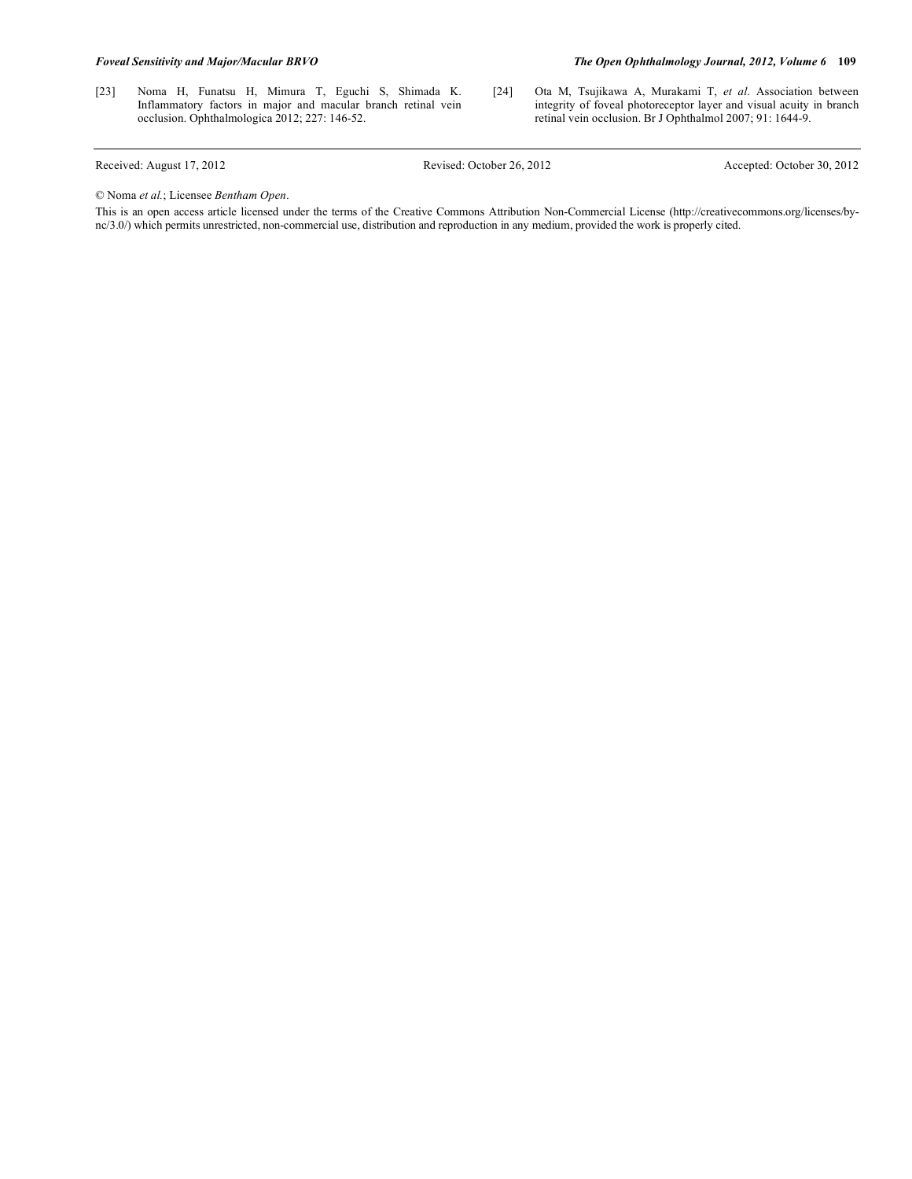[23] Noma H, Funatsu H, Mimura T, Eguchi S, Shimada K. Inflammatory factors in major and macular branch retinal vein occlusion. Ophthalmologica 2012; 227: 146-52.

[24] Ota M, Tsujikawa A, Murakami T, *et al*. Association between integrity of foveal photoreceptor layer and visual acuity in branch retinal vein occlusion. Br J Ophthalmol 2007; 91: 1644-9.

Received: August 17, 2012 Revised: October 26, 2012 Accepted: October 30, 2012

© Noma *et al.*; Licensee *Bentham Open*.

This is an open access article licensed under the terms of the Creative Commons Attribution Non-Commercial License (http://creativecommons.org/licenses/by-nc/3.0/) which permits unrestricted, non-commercial use, distribution and reproduction in any medium, provided the work is properly cited.